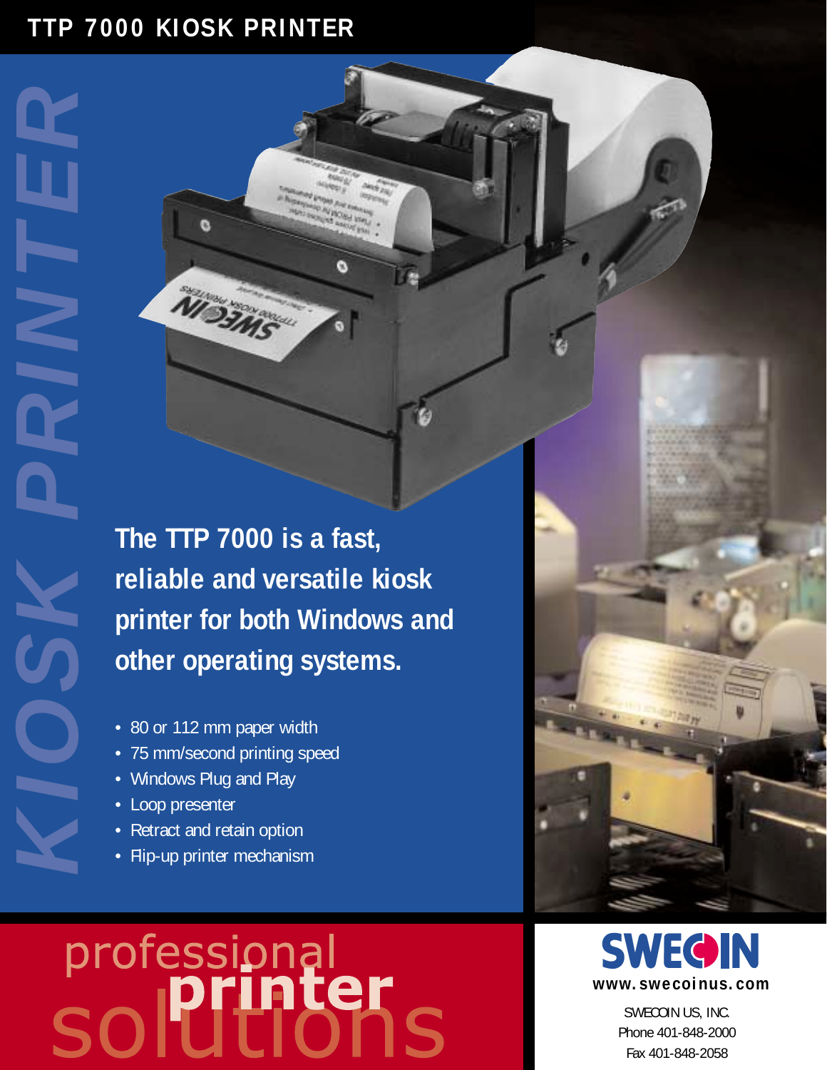# TTP 7000 KIOSK PRINTER

KIOSK PRINTER

**The TTP 7000 is a fast, reliable and versatile kiosk printer for both Windows and other operating systems.**

- 80 or 112 mm paper width
- 75 mm/second printing speed
- Windows Plug and Play
- Loop presenter
- Retract and retain option
- Flip-up printer mechanism

professional printer solutions

**SWECOIN**
**www.swecoinus.com**

SWECOIN US, INC.
Phone 401-848-2000
Fax 401-848-2058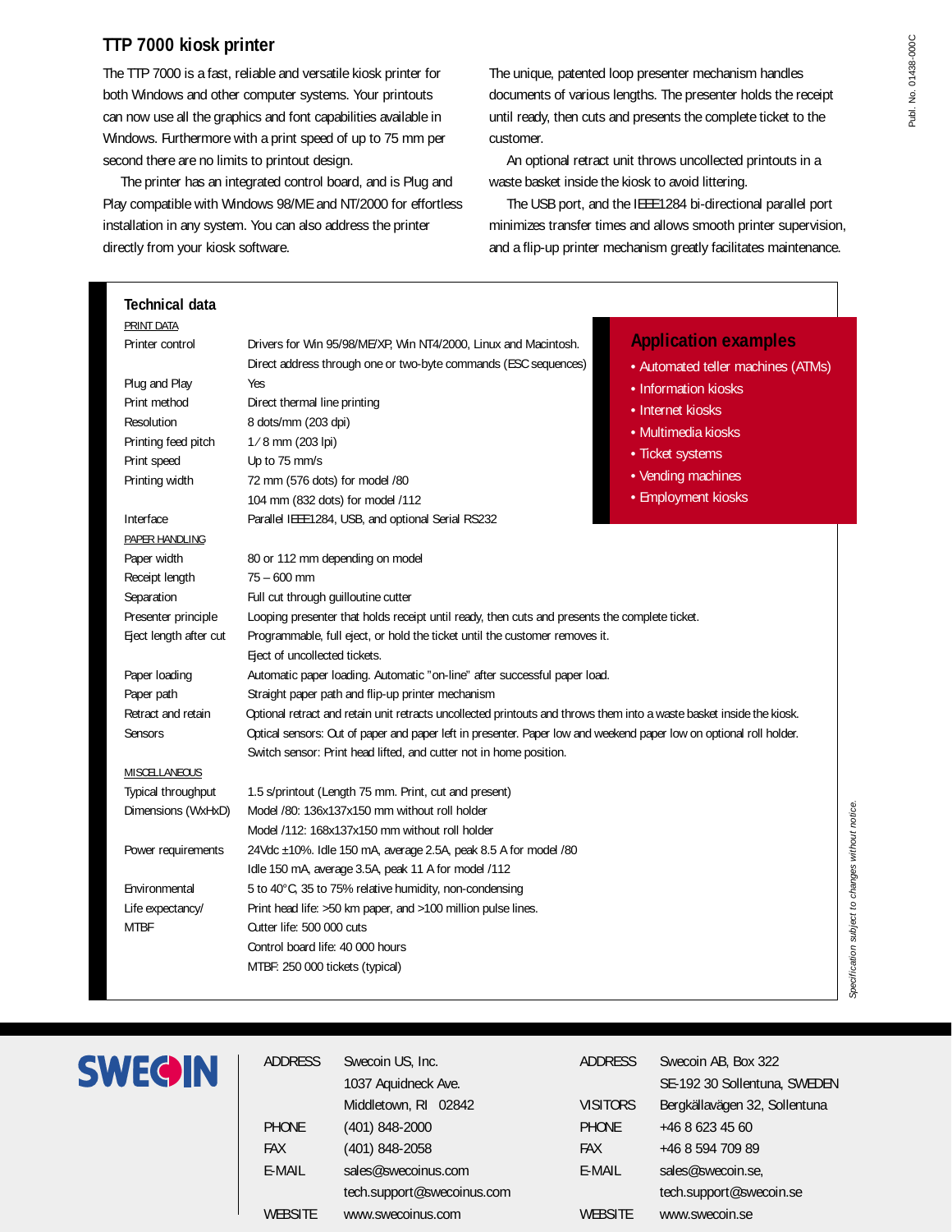## TTP 7000 kiosk printer

The TTP 7000 is a fast, reliable and versatile kiosk printer for both Windows and other computer systems. Your printouts can now use all the graphics and font capabilities available in Windows. Furthermore with a print speed of up to 75 mm per second there are no limits to printout design.

The printer has an integrated control board, and is Plug and Play compatible with Windows 98/ME and NT/2000 for effortless installation in any system. You can also address the printer directly from your kiosk software.

The unique, patented loop presenter mechanism handles documents of various lengths. The presenter holds the receipt until ready, then cuts and presents the complete ticket to the customer.

An optional retract unit throws uncollected printouts in a waste basket inside the kiosk to avoid littering.

The USB port, and the IEEE1284 bi-directional parallel port minimizes transfer times and allows smooth printer supervision, and a flip-up printer mechanism greatly facilitates maintenance.

### Technical data

| | |
|---|---|
| PRINT DATA | |
| Printer control | Drivers for Win 95/98/ME/XP, Win NT4/2000, Linux and Macintosh. |
| | Direct address through one or two-byte commands (ESC sequences) |
| Plug and Play | Yes |
| Print method | Direct thermal line printing |
| Resolution | 8 dots/mm (203 dpi) |
| Printing feed pitch | 1/8 mm (203 lpi) |
| Print speed | Up to 75 mm/s |
| Printing width | 72 mm (576 dots) for model /80 |
| | 104 mm (832 dots) for model /112 |
| Interface | Parallel IEEE1284, USB, and optional Serial RS232 |
| PAPER HANDLING | |
| Paper width | 80 or 112 mm depending on model |
| Receipt length | 75 – 600 mm |
| Separation | Full cut through guillotine cutter |
| Presenter principle | Looping presenter that holds receipt until ready, then cuts and presents the complete ticket. |
| Eject length after cut | Programmable, full eject, or hold the ticket until the customer removes it. |
| | Eject of uncollected tickets. |
| Paper loading | Automatic paper loading. Automatic "on-line" after successful paper load. |
| Paper path | Straight paper path and flip-up printer mechanism |
| Retract and retain | Optional retract and retain unit retracts uncollected printouts and throws them into a waste basket inside the kiosk. |
| Sensors | Optical sensors: Out of paper and paper left in presenter. Paper low and weekend paper low on optional roll holder. |
| | Switch sensor: Print head lifted, and cutter not in home position. |
| MISCELLANEOUS | |
| Typical throughput | 1.5 s/printout (Length 75 mm. Print, cut and present) |
| Dimensions (WxHxD) | Model /80: 136x137x150 mm without roll holder |
| | Model /112: 168x137x150 mm without roll holder |
| Power requirements | 24Vdc ±10%. Idle 150 mA, average 2.5A, peak 8.5 A for model /80 |
| | Idle 150 mA, average 3.5A, peak 11 A for model /112 |
| Environmental | 5 to 40°C, 35 to 75% relative humidity, non-condensing |
| Life expectancy/ MTBF | Print head life: >50 km paper, and >100 million pulse lines. |
| | Cutter life: 500 000 cuts |
| | Control board life: 40 000 hours |
| | MTBF: 250 000 tickets (typical) |

### Application examples

- Automated teller machines (ATMs)
- Information kiosks
- Internet kiosks
- Multimedia kiosks
- Ticket systems
- Vending machines
- Employment kiosks

*Specification subject to changes without notice.*

Publ. No. 01438-000C

**SWECOIN**

| | | | |
|---|---|---|---|
| ADDRESS | Swecoin US, Inc. 1037 Aquidneck Ave. Middletown, RI 02842 | ADDRESS | Swecoin AB, Box 322 SE-192 30 Sollentuna, SWEDEN |
| | | VISITORS | Bergkällavägen 32, Sollentuna |
| PHONE | (401) 848-2000 | PHONE | +46 8 623 45 60 |
| FAX | (401) 848-2058 | FAX | +46 8 594 709 89 |
| E-MAIL | sales@swecoinus.com tech.support@swecoinus.com | E-MAIL | sales@swecoin.se, tech.support@swecoin.se |
| WEBSITE | www.swecoinus.com | WEBSITE | www.swecoin.se |